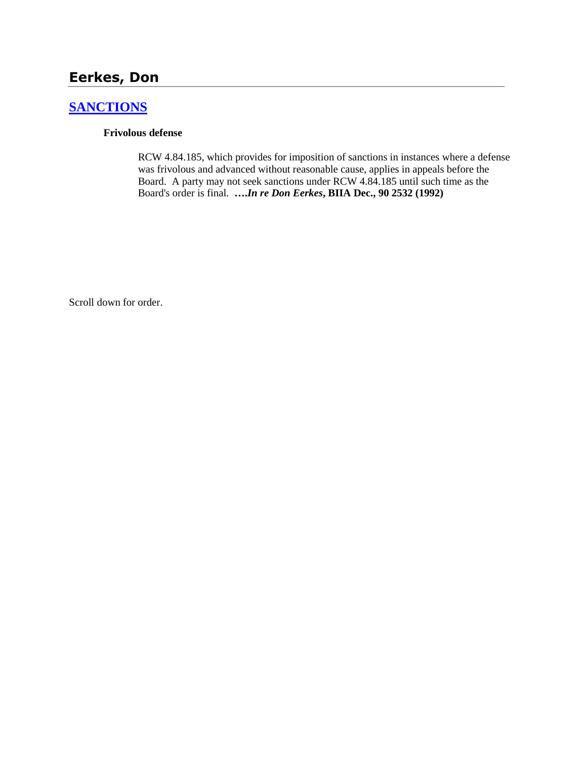# Eerkes, Don

## [SANCTIONS]

**Frivolous defense**

RCW 4.84.185, which provides for imposition of sanctions in instances where a defense was frivolous and advanced without reasonable cause, applies in appeals before the Board. A party may not seek sanctions under RCW 4.84.185 until such time as the Board's order is final. **….*In re Don Eerkes*, BIIA Dec., 90 2532 (1992)**

Scroll down for order.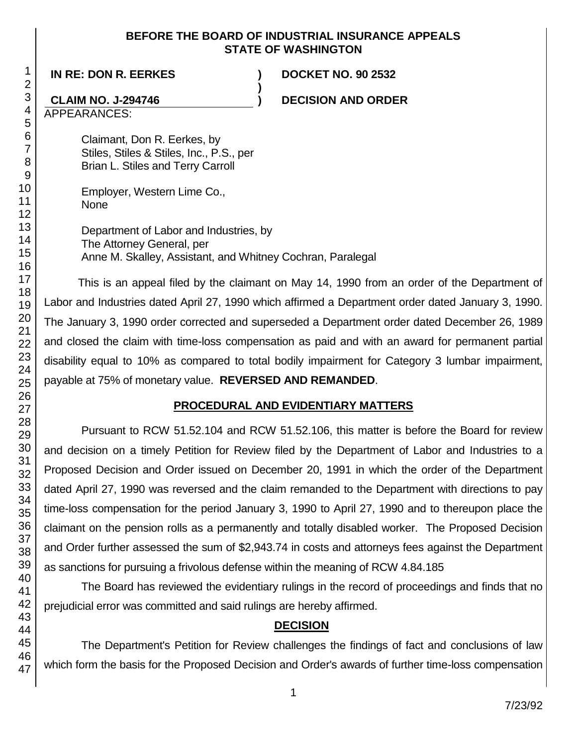**BEFORE THE BOARD OF INDUSTRIAL INSURANCE APPEALS**
**STATE OF WASHINGTON**

| | | |
|---|---|---|
| **IN RE: DON R. EERKES** | **)** | **DOCKET NO. 90 2532** |
| | **)** | |
| **CLAIM NO. J-294746** | **)** | **DECISION AND ORDER** |

APPEARANCES:

Claimant, Don R. Eerkes, by
Stiles, Stiles & Stiles, Inc., P.S., per
Brian L. Stiles and Terry Carroll

Employer, Western Lime Co.,
None

Department of Labor and Industries, by
The Attorney General, per
Anne M. Skalley, Assistant, and Whitney Cochran, Paralegal

This is an appeal filed by the claimant on May 14, 1990 from an order of the Department of Labor and Industries dated April 27, 1990 which affirmed a Department order dated January 3, 1990. The January 3, 1990 order corrected and superseded a Department order dated December 26, 1989 and closed the claim with time-loss compensation as paid and with an award for permanent partial disability equal to 10% as compared to total bodily impairment for Category 3 lumbar impairment, payable at 75% of monetary value. **REVERSED AND REMANDED**.

## PROCEDURAL AND EVIDENTIARY MATTERS

Pursuant to RCW 51.52.104 and RCW 51.52.106, this matter is before the Board for review and decision on a timely Petition for Review filed by the Department of Labor and Industries to a Proposed Decision and Order issued on December 20, 1991 in which the order of the Department dated April 27, 1990 was reversed and the claim remanded to the Department with directions to pay time-loss compensation for the period January 3, 1990 to April 27, 1990 and to thereupon place the claimant on the pension rolls as a permanently and totally disabled worker. The Proposed Decision and Order further assessed the sum of $2,943.74 in costs and attorneys fees against the Department as sanctions for pursuing a frivolous defense within the meaning of RCW 4.84.185

The Board has reviewed the evidentiary rulings in the record of proceedings and finds that no prejudicial error was committed and said rulings are hereby affirmed.

## DECISION

The Department's Petition for Review challenges the findings of fact and conclusions of law which form the basis for the Proposed Decision and Order's awards of further time-loss compensation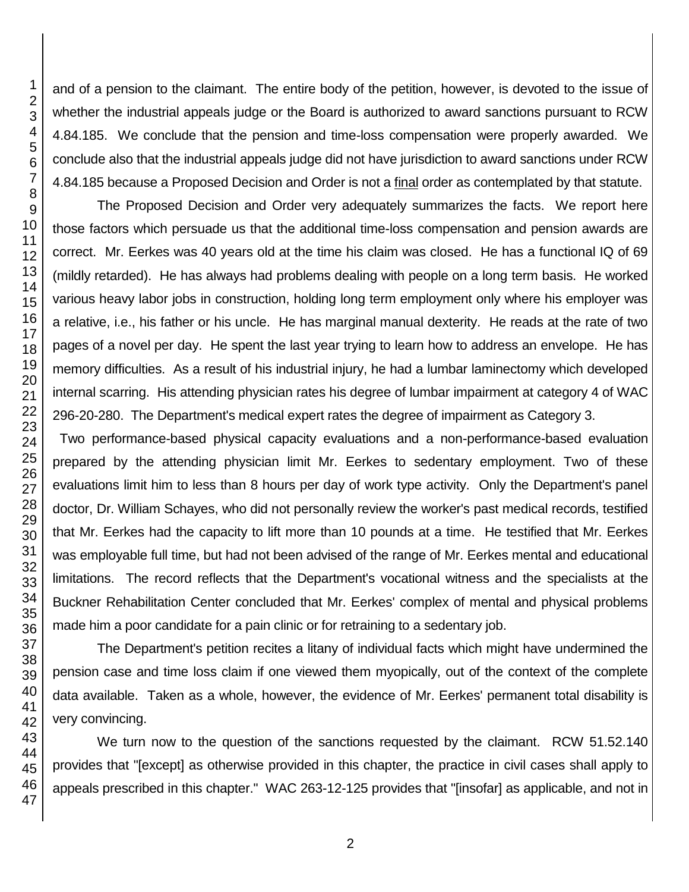and of a pension to the claimant. The entire body of the petition, however, is devoted to the issue of whether the industrial appeals judge or the Board is authorized to award sanctions pursuant to RCW 4.84.185. We conclude that the pension and time-loss compensation were properly awarded. We conclude also that the industrial appeals judge did not have jurisdiction to award sanctions under RCW 4.84.185 because a Proposed Decision and Order is not a final order as contemplated by that statute.

The Proposed Decision and Order very adequately summarizes the facts. We report here those factors which persuade us that the additional time-loss compensation and pension awards are correct. Mr. Eerkes was 40 years old at the time his claim was closed. He has a functional IQ of 69 (mildly retarded). He has always had problems dealing with people on a long term basis. He worked various heavy labor jobs in construction, holding long term employment only where his employer was a relative, i.e., his father or his uncle. He has marginal manual dexterity. He reads at the rate of two pages of a novel per day. He spent the last year trying to learn how to address an envelope. He has memory difficulties. As a result of his industrial injury, he had a lumbar laminectomy which developed internal scarring. His attending physician rates his degree of lumbar impairment at category 4 of WAC 296-20-280. The Department's medical expert rates the degree of impairment as Category 3.

Two performance-based physical capacity evaluations and a non-performance-based evaluation prepared by the attending physician limit Mr. Eerkes to sedentary employment. Two of these evaluations limit him to less than 8 hours per day of work type activity. Only the Department's panel doctor, Dr. William Schayes, who did not personally review the worker's past medical records, testified that Mr. Eerkes had the capacity to lift more than 10 pounds at a time. He testified that Mr. Eerkes was employable full time, but had not been advised of the range of Mr. Eerkes mental and educational limitations. The record reflects that the Department's vocational witness and the specialists at the Buckner Rehabilitation Center concluded that Mr. Eerkes' complex of mental and physical problems made him a poor candidate for a pain clinic or for retraining to a sedentary job.

The Department's petition recites a litany of individual facts which might have undermined the pension case and time loss claim if one viewed them myopically, out of the context of the complete data available. Taken as a whole, however, the evidence of Mr. Eerkes' permanent total disability is very convincing.

We turn now to the question of the sanctions requested by the claimant. RCW 51.52.140 provides that "[except] as otherwise provided in this chapter, the practice in civil cases shall apply to appeals prescribed in this chapter." WAC 263-12-125 provides that "[insofar] as applicable, and not in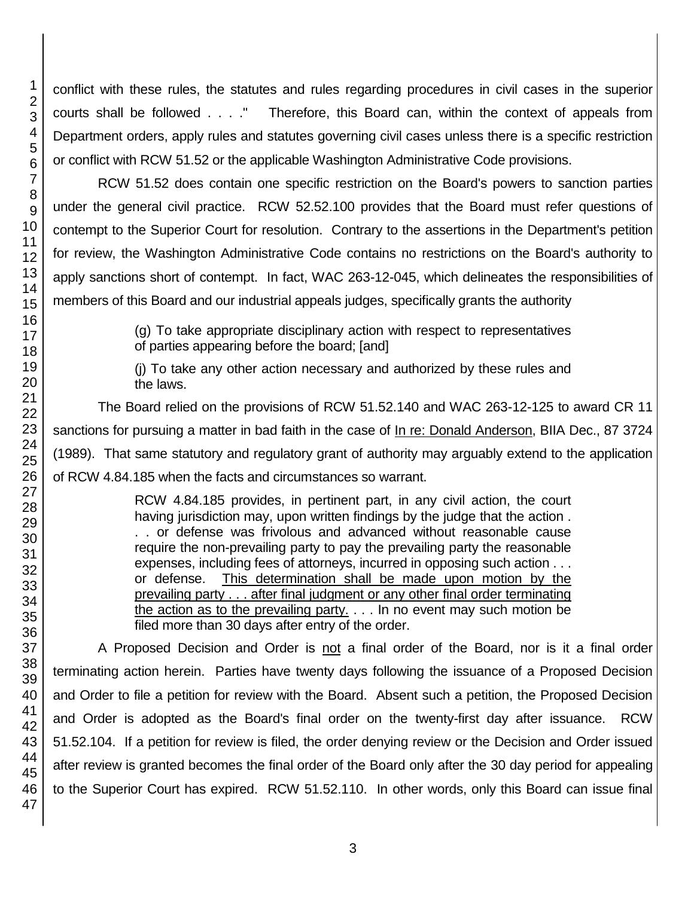conflict with these rules, the statutes and rules regarding procedures in civil cases in the superior courts shall be followed . . . ." Therefore, this Board can, within the context of appeals from Department orders, apply rules and statutes governing civil cases unless there is a specific restriction or conflict with RCW 51.52 or the applicable Washington Administrative Code provisions.

RCW 51.52 does contain one specific restriction on the Board's powers to sanction parties under the general civil practice. RCW 52.52.100 provides that the Board must refer questions of contempt to the Superior Court for resolution. Contrary to the assertions in the Department's petition for review, the Washington Administrative Code contains no restrictions on the Board's authority to apply sanctions short of contempt. In fact, WAC 263-12-045, which delineates the responsibilities of members of this Board and our industrial appeals judges, specifically grants the authority

> (g) To take appropriate disciplinary action with respect to representatives of parties appearing before the board; [and]
>
> (j) To take any other action necessary and authorized by these rules and the laws.

The Board relied on the provisions of RCW 51.52.140 and WAC 263-12-125 to award CR 11 sanctions for pursuing a matter in bad faith in the case of In re: Donald Anderson, BIIA Dec., 87 3724 (1989). That same statutory and regulatory grant of authority may arguably extend to the application of RCW 4.84.185 when the facts and circumstances so warrant.

> RCW 4.84.185 provides, in pertinent part, in any civil action, the court having jurisdiction may, upon written findings by the judge that the action . . . or defense was frivolous and advanced without reasonable cause require the non-prevailing party to pay the prevailing party the reasonable expenses, including fees of attorneys, incurred in opposing such action . . . or defense. This determination shall be made upon motion by the prevailing party . . . after final judgment or any other final order terminating the action as to the prevailing party. . . . In no event may such motion be filed more than 30 days after entry of the order.

A Proposed Decision and Order is not a final order of the Board, nor is it a final order terminating action herein. Parties have twenty days following the issuance of a Proposed Decision and Order to file a petition for review with the Board. Absent such a petition, the Proposed Decision and Order is adopted as the Board's final order on the twenty-first day after issuance. RCW 51.52.104. If a petition for review is filed, the order denying review or the Decision and Order issued after review is granted becomes the final order of the Board only after the 30 day period for appealing to the Superior Court has expired. RCW 51.52.110. In other words, only this Board can issue final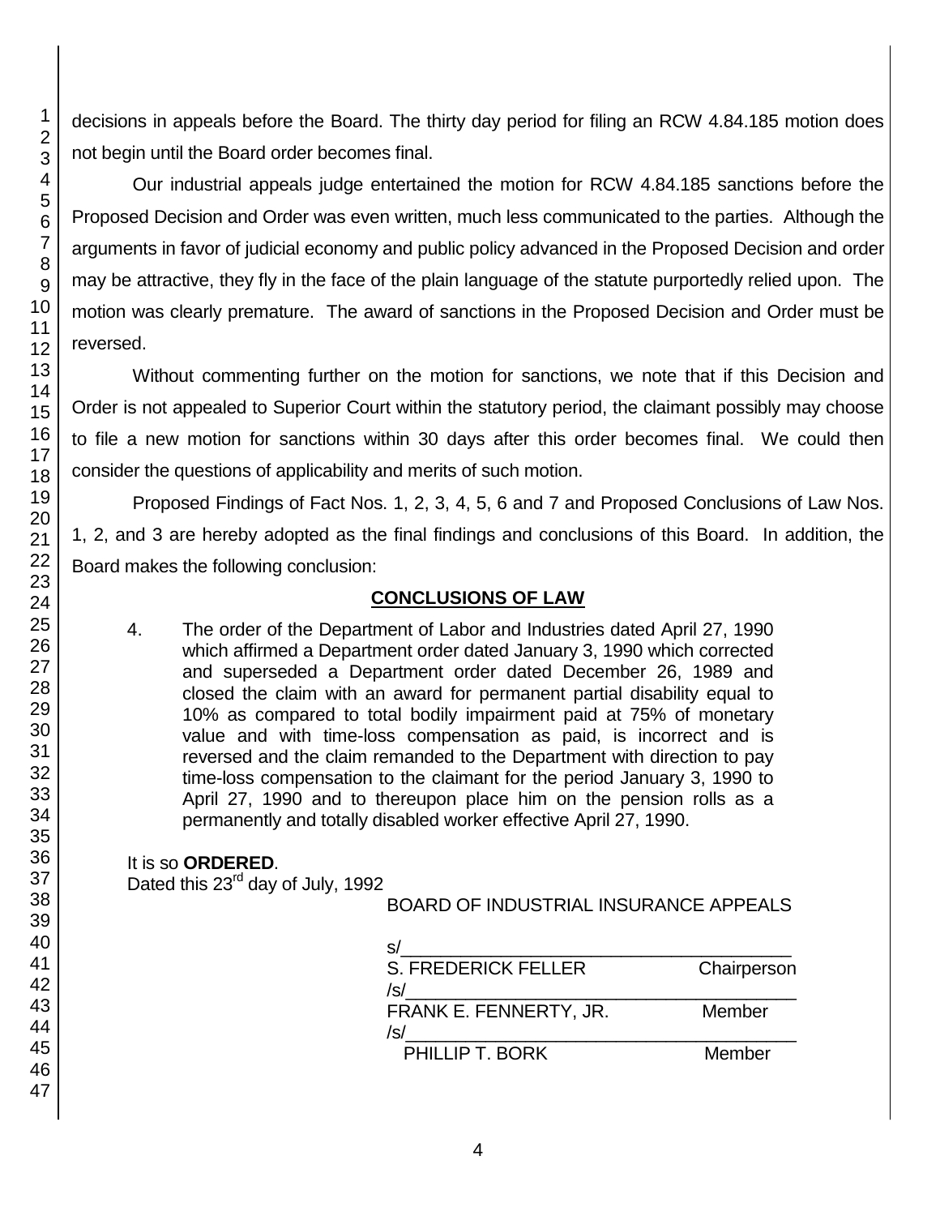decisions in appeals before the Board. The thirty day period for filing an RCW 4.84.185 motion does not begin until the Board order becomes final.

Our industrial appeals judge entertained the motion for RCW 4.84.185 sanctions before the Proposed Decision and Order was even written, much less communicated to the parties. Although the arguments in favor of judicial economy and public policy advanced in the Proposed Decision and order may be attractive, they fly in the face of the plain language of the statute purportedly relied upon. The motion was clearly premature. The award of sanctions in the Proposed Decision and Order must be reversed.

Without commenting further on the motion for sanctions, we note that if this Decision and Order is not appealed to Superior Court within the statutory period, the claimant possibly may choose to file a new motion for sanctions within 30 days after this order becomes final. We could then consider the questions of applicability and merits of such motion.

Proposed Findings of Fact Nos. 1, 2, 3, 4, 5, 6 and 7 and Proposed Conclusions of Law Nos. 1, 2, and 3 are hereby adopted as the final findings and conclusions of this Board. In addition, the Board makes the following conclusion:

## CONCLUSIONS OF LAW

4. The order of the Department of Labor and Industries dated April 27, 1990 which affirmed a Department order dated January 3, 1990 which corrected and superseded a Department order dated December 26, 1989 and closed the claim with an award for permanent partial disability equal to 10% as compared to total bodily impairment paid at 75% of monetary value and with time-loss compensation as paid, is incorrect and is reversed and the claim remanded to the Department with direction to pay time-loss compensation to the claimant for the period January 3, 1990 to April 27, 1990 and to thereupon place him on the pension rolls as a permanently and totally disabled worker effective April 27, 1990.

It is so **ORDERED**.

Dated this 23rd day of July, 1992

BOARD OF INDUSTRIAL INSURANCE APPEALS

s/______________________________________
S. FREDERICK FELLER Chairperson

/s/______________________________________
FRANK E. FENNERTY, JR. Member

/s/______________________________________
PHILLIP T. BORK Member